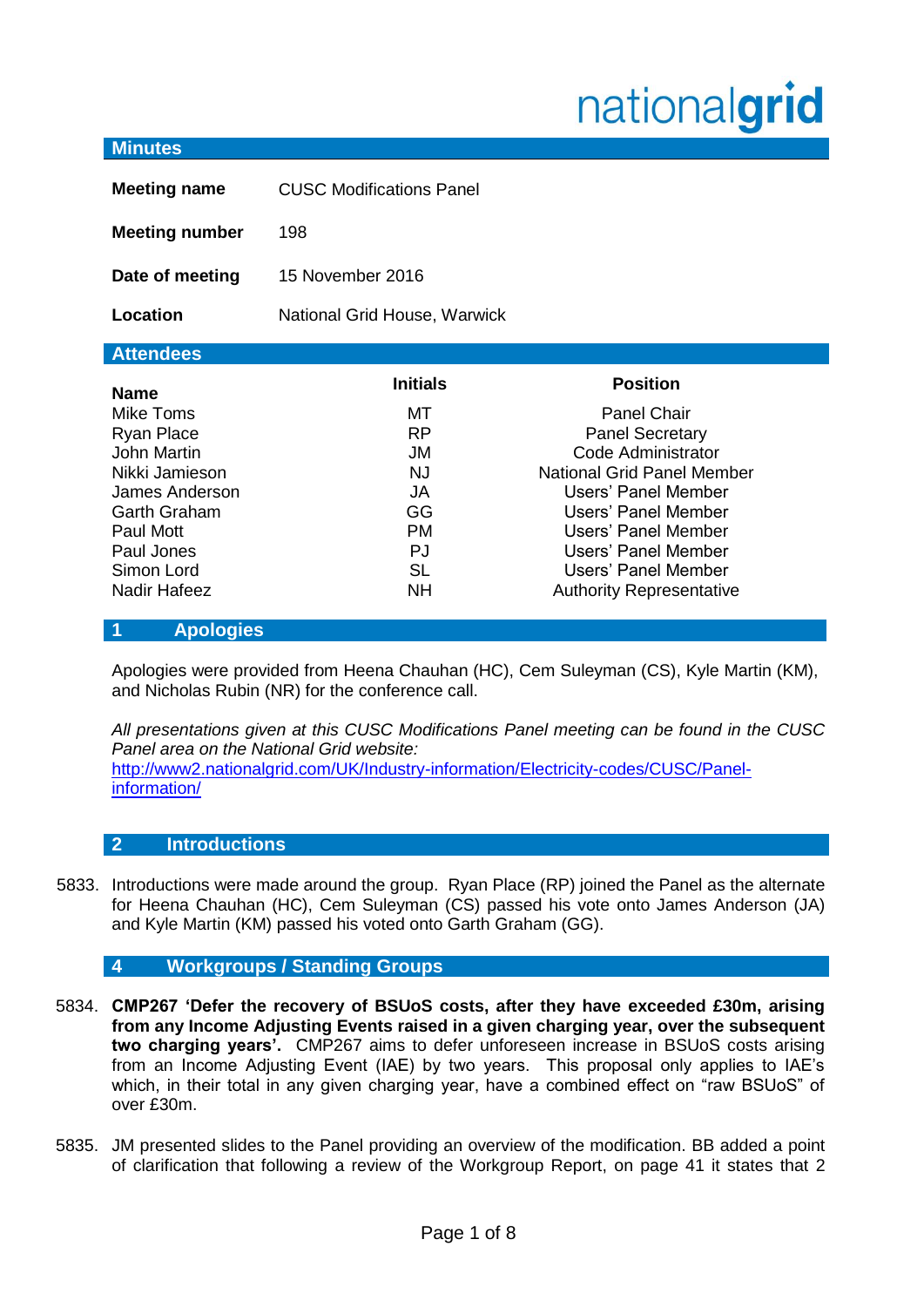nationalgrid

## Minutes

| | |
|---|---|
| **Meeting name** | CUSC Modifications Panel |
| **Meeting number** | 198 |
| **Date of meeting** | 15 November 2016 |
| **Location** | National Grid House, Warwick |

## Attendees

| Name | Initials | Position |
|---|---|---|
| Mike Toms | MT | Panel Chair |
| Ryan Place | RP | Panel Secretary |
| John Martin | JM | Code Administrator |
| Nikki Jamieson | NJ | National Grid Panel Member |
| James Anderson | JA | Users' Panel Member |
| Garth Graham | GG | Users' Panel Member |
| Paul Mott | PM | Users' Panel Member |
| Paul Jones | PJ | Users' Panel Member |
| Simon Lord | SL | Users' Panel Member |
| Nadir Hafeez | NH | Authority Representative |

## 1 Apologies

Apologies were provided from Heena Chauhan (HC), Cem Suleyman (CS), Kyle Martin (KM), and Nicholas Rubin (NR) for the conference call.

*All presentations given at this CUSC Modifications Panel meeting can be found in the CUSC Panel area on the National Grid website:*
[http://www2.nationalgrid.com/UK/Industry-information/Electricity-codes/CUSC/Panel-information/](http://www2.nationalgrid.com/UK/Industry-information/Electricity-codes/CUSC/Panel-information/)

## 2 Introductions

5833. Introductions were made around the group. Ryan Place (RP) joined the Panel as the alternate for Heena Chauhan (HC), Cem Suleyman (CS) passed his vote onto James Anderson (JA) and Kyle Martin (KM) passed his voted onto Garth Graham (GG).

## 4 Workgroups / Standing Groups

5834. **CMP267 'Defer the recovery of BSUoS costs, after they have exceeded £30m, arising from any Income Adjusting Events raised in a given charging year, over the subsequent two charging years'.** CMP267 aims to defer unforeseen increase in BSUoS costs arising from an Income Adjusting Event (IAE) by two years. This proposal only applies to IAE's which, in their total in any given charging year, have a combined effect on "raw BSUoS" of over £30m.

5835. JM presented slides to the Panel providing an overview of the modification. BB added a point of clarification that following a review of the Workgroup Report, on page 41 it states that 2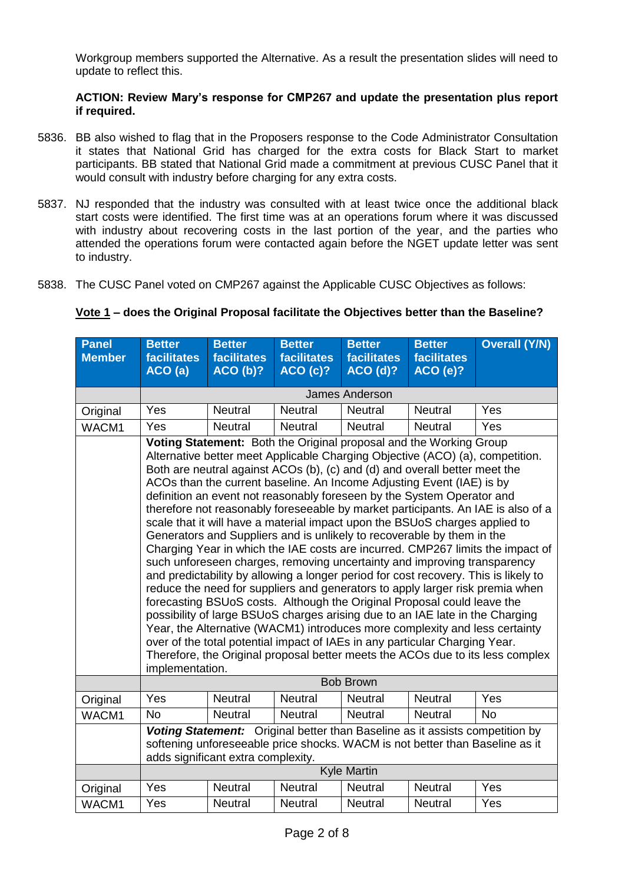Workgroup members supported the Alternative. As a result the presentation slides will need to update to reflect this.

**ACTION: Review Mary's response for CMP267 and update the presentation plus report if required.**

5836. BB also wished to flag that in the Proposers response to the Code Administrator Consultation it states that National Grid has charged for the extra costs for Black Start to market participants. BB stated that National Grid made a commitment at previous CUSC Panel that it would consult with industry before charging for any extra costs.

5837. NJ responded that the industry was consulted with at least twice once the additional black start costs were identified. The first time was at an operations forum where it was discussed with industry about recovering costs in the last portion of the year, and the parties who attended the operations forum were contacted again before the NGET update letter was sent to industry.

5838. The CUSC Panel voted on CMP267 against the Applicable CUSC Objectives as follows:

**<u>Vote 1</u> – does the Original Proposal facilitate the Objectives better than the Baseline?**

| Panel Member | Better facilitates ACO (a) | Better facilitates ACO (b)? | Better facilitates ACO (c)? | Better facilitates ACO (d)? | Better facilitates ACO (e)? | Overall (Y/N) |
|---|---|---|---|---|---|---|
| | James Anderson | | | | | |
| Original | Yes | Neutral | Neutral | Neutral | Neutral | Yes |
| WACM1 | Yes | Neutral | Neutral | Neutral | Neutral | Yes |
| | **Voting Statement:** Both the Original proposal and the Working Group Alternative better meet Applicable Charging Objective (ACO) (a), competition. Both are neutral against ACOs (b), (c) and (d) and overall better meet the ACOs than the current baseline. An Income Adjusting Event (IAE) is by definition an event not reasonably foreseen by the System Operator and therefore not reasonably foreseeable by market participants. An IAE is also of a scale that it will have a material impact upon the BSUoS charges applied to Generators and Suppliers and is unlikely to recoverable by them in the Charging Year in which the IAE costs are incurred. CMP267 limits the impact of such unforeseen charges, removing uncertainty and improving transparency and predictability by allowing a longer period for cost recovery. This is likely to reduce the need for suppliers and generators to apply larger risk premia when forecasting BSUoS costs. Although the Original Proposal could leave the possibility of large BSUoS charges arising due to an IAE late in the Charging Year, the Alternative (WACM1) introduces more complexity and less certainty over of the total potential impact of IAEs in any particular Charging Year. Therefore, the Original proposal better meets the ACOs due to its less complex implementation. | | | | | |
| | Bob Brown | | | | | |
| Original | Yes | Neutral | Neutral | Neutral | Neutral | Yes |
| WACM1 | No | Neutral | Neutral | Neutral | Neutral | No |
| | ***Voting Statement:*** Original better than Baseline as it assists competition by softening unforeseeable price shocks. WACM is not better than Baseline as it adds significant extra complexity. | | | | | |
| | Kyle Martin | | | | | |
| Original | Yes | Neutral | Neutral | Neutral | Neutral | Yes |
| WACM1 | Yes | Neutral | Neutral | Neutral | Neutral | Yes |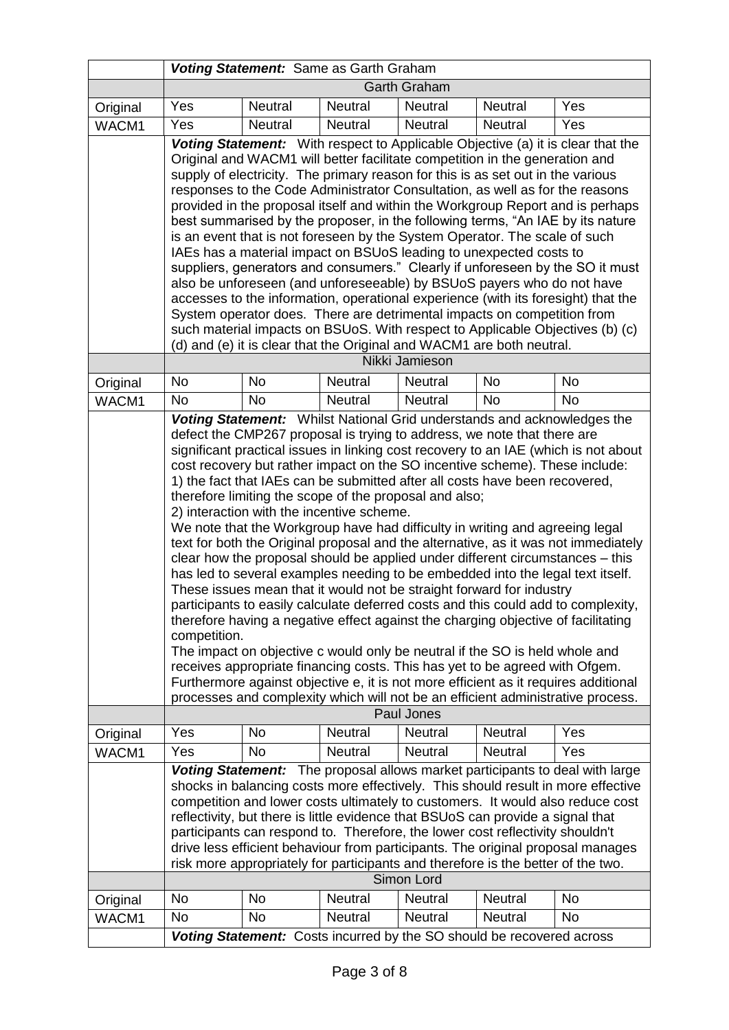| | | | | | | |
|---|---|---|---|---|---|---|
| | ***Voting Statement:*** Same as Garth Graham | | | | | |
| | Garth Graham | | | | | |
| Original | Yes | Neutral | Neutral | Neutral | Neutral | Yes |
| WACM1 | Yes | Neutral | Neutral | Neutral | Neutral | Yes |
| | ***Voting Statement:*** With respect to Applicable Objective (a) it is clear that the Original and WACM1 will better facilitate competition in the generation and supply of electricity. The primary reason for this is as set out in the various responses to the Code Administrator Consultation, as well as for the reasons provided in the proposal itself and within the Workgroup Report and is perhaps best summarised by the proposer, in the following terms, "An IAE by its nature is an event that is not foreseen by the System Operator. The scale of such IAEs has a material impact on BSUoS leading to unexpected costs to suppliers, generators and consumers." Clearly if unforeseen by the SO it must also be unforeseen (and unforeseeable) by BSUoS payers who do not have accesses to the information, operational experience (with its foresight) that the System operator does. There are detrimental impacts on competition from such material impacts on BSUoS. With respect to Applicable Objectives (b) (c) (d) and (e) it is clear that the Original and WACM1 are both neutral. | | | | | |
| | Nikki Jamieson | | | | | |
| Original | No | No | Neutral | Neutral | No | No |
| WACM1 | No | No | Neutral | Neutral | No | No |
| | ***Voting Statement:*** Whilst National Grid understands and acknowledges the defect the CMP267 proposal is trying to address, we note that there are significant practical issues in linking cost recovery to an IAE (which is not about cost recovery but rather impact on the SO incentive scheme). These include: 1) the fact that IAEs can be submitted after all costs have been recovered, therefore limiting the scope of the proposal and also; 2) interaction with the incentive scheme. We note that the Workgroup have had difficulty in writing and agreeing legal text for both the Original proposal and the alternative, as it was not immediately clear how the proposal should be applied under different circumstances – this has led to several examples needing to be embedded into the legal text itself. These issues mean that it would not be straight forward for industry participants to easily calculate deferred costs and this could add to complexity, therefore having a negative effect against the charging objective of facilitating competition. The impact on objective c would only be neutral if the SO is held whole and receives appropriate financing costs. This has yet to be agreed with Ofgem. Furthermore against objective e, it is not more efficient as it requires additional processes and complexity which will not be an efficient administrative process. | | | | | |
| | Paul Jones | | | | | |
| Original | Yes | No | Neutral | Neutral | Neutral | Yes |
| WACM1 | Yes | No | Neutral | Neutral | Neutral | Yes |
| | ***Voting Statement:*** The proposal allows market participants to deal with large shocks in balancing costs more effectively. This should result in more effective competition and lower costs ultimately to customers. It would also reduce cost reflectivity, but there is little evidence that BSUoS can provide a signal that participants can respond to. Therefore, the lower cost reflectivity shouldn't drive less efficient behaviour from participants. The original proposal manages risk more appropriately for participants and therefore is the better of the two. | | | | | |
| | Simon Lord | | | | | |
| Original | No | No | Neutral | Neutral | Neutral | No |
| WACM1 | No | No | Neutral | Neutral | Neutral | No |
| | ***Voting Statement:*** Costs incurred by the SO should be recovered across | | | | | |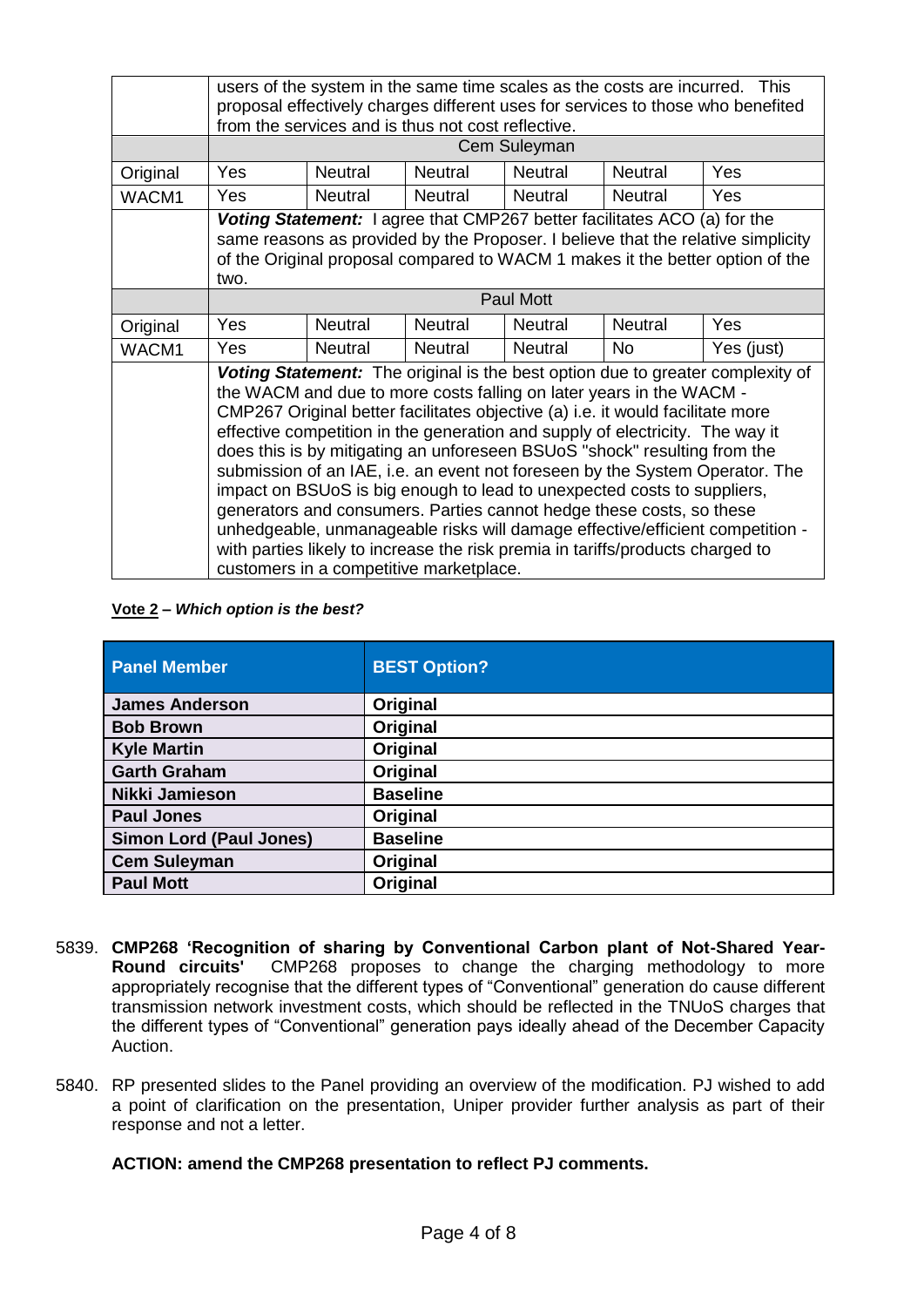| | | | | | | |
|---|---|---|---|---|---|---|
| | users of the system in the same time scales as the costs are incurred. This proposal effectively charges different uses for services to those who benefited from the services and is thus not cost reflective. | | | | | |
| | Cem Suleyman | | | | | |
| Original | Yes | Neutral | Neutral | Neutral | Neutral | Yes |
| WACM1 | Yes | Neutral | Neutral | Neutral | Neutral | Yes |
| | ***Voting Statement:*** I agree that CMP267 better facilitates ACO (a) for the same reasons as provided by the Proposer. I believe that the relative simplicity of the Original proposal compared to WACM 1 makes it the better option of the two. | | | | | |
| | Paul Mott | | | | | |
| Original | Yes | Neutral | Neutral | Neutral | Neutral | Yes |
| WACM1 | Yes | Neutral | Neutral | Neutral | No | Yes (just) |
| | ***Voting Statement:*** The original is the best option due to greater complexity of the WACM and due to more costs falling on later years in the WACM - CMP267 Original better facilitates objective (a) i.e. it would facilitate more effective competition in the generation and supply of electricity. The way it does this is by mitigating an unforeseen BSUoS "shock" resulting from the submission of an IAE, i.e. an event not foreseen by the System Operator. The impact on BSUoS is big enough to lead to unexpected costs to suppliers, generators and consumers. Parties cannot hedge these costs, so these unhedgeable, unmanageable risks will damage effective/efficient competition - with parties likely to increase the risk premia in tariffs/products charged to customers in a competitive marketplace. | | | | | |

**Vote 2** – ***Which option is the best?***

| Panel Member | BEST Option? |
|---|---|
| **James Anderson** | **Original** |
| **Bob Brown** | **Original** |
| **Kyle Martin** | **Original** |
| **Garth Graham** | **Original** |
| **Nikki Jamieson** | **Baseline** |
| **Paul Jones** | **Original** |
| **Simon Lord (Paul Jones)** | **Baseline** |
| **Cem Suleyman** | **Original** |
| **Paul Mott** | **Original** |

5839. **CMP268 'Recognition of sharing by Conventional Carbon plant of Not-Shared Year-Round circuits'** CMP268 proposes to change the charging methodology to more appropriately recognise that the different types of "Conventional" generation do cause different transmission network investment costs, which should be reflected in the TNUoS charges that the different types of "Conventional" generation pays ideally ahead of the December Capacity Auction.

5840. RP presented slides to the Panel providing an overview of the modification. PJ wished to add a point of clarification on the presentation, Uniper provider further analysis as part of their response and not a letter.

**ACTION: amend the CMP268 presentation to reflect PJ comments.**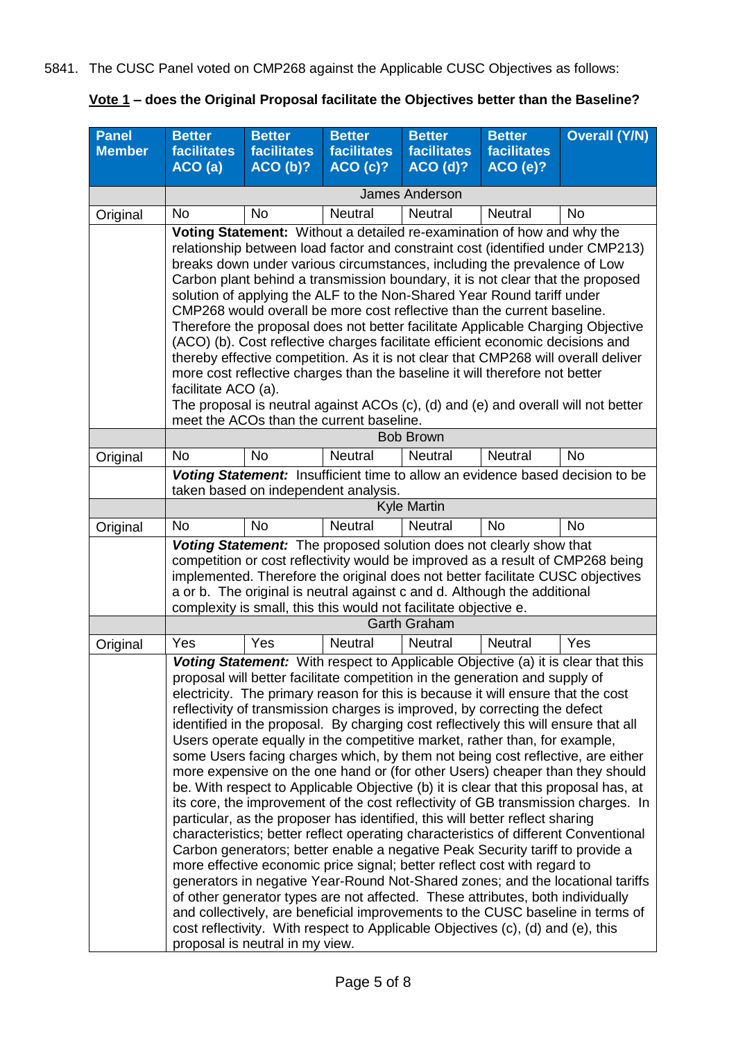5841. The CUSC Panel voted on CMP268 against the Applicable CUSC Objectives as follows:

**<u>Vote 1</u> – does the Original Proposal facilitate the Objectives better than the Baseline?**

| Panel Member | Better facilitates ACO (a) | Better facilitates ACO (b)? | Better facilitates ACO (c)? | Better facilitates ACO (d)? | Better facilitates ACO (e)? | Overall (Y/N) |
|---|---|---|---|---|---|---|
| | James Anderson | | | | | |
| Original | No | No | Neutral | Neutral | Neutral | No |
| | **Voting Statement:** Without a detailed re-examination of how and why the relationship between load factor and constraint cost (identified under CMP213) breaks down under various circumstances, including the prevalence of Low Carbon plant behind a transmission boundary, it is not clear that the proposed solution of applying the ALF to the Non-Shared Year Round tariff under CMP268 would overall be more cost reflective than the current baseline. Therefore the proposal does not better facilitate Applicable Charging Objective (ACO) (b). Cost reflective charges facilitate efficient economic decisions and thereby effective competition. As it is not clear that CMP268 will overall deliver more cost reflective charges than the baseline it will therefore not better facilitate ACO (a). The proposal is neutral against ACOs (c), (d) and (e) and overall will not better meet the ACOs than the current baseline. | | | | | |
| | Bob Brown | | | | | |
| Original | No | No | Neutral | Neutral | Neutral | No |
| | ***Voting Statement:*** Insufficient time to allow an evidence based decision to be taken based on independent analysis. | | | | | |
| | Kyle Martin | | | | | |
| Original | No | No | Neutral | Neutral | No | No |
| | ***Voting Statement:*** The proposed solution does not clearly show that competition or cost reflectivity would be improved as a result of CMP268 being implemented. Therefore the original does not better facilitate CUSC objectives a or b. The original is neutral against c and d. Although the additional complexity is small, this this would not facilitate objective e. | | | | | |
| | Garth Graham | | | | | |
| Original | Yes | Yes | Neutral | Neutral | Neutral | Yes |
| | ***Voting Statement:*** With respect to Applicable Objective (a) it is clear that this proposal will better facilitate competition in the generation and supply of electricity. The primary reason for this is because it will ensure that the cost reflectivity of transmission charges is improved, by correcting the defect identified in the proposal. By charging cost reflectively this will ensure that all Users operate equally in the competitive market, rather than, for example, some Users facing charges which, by them not being cost reflective, are either more expensive on the one hand or (for other Users) cheaper than they should be. With respect to Applicable Objective (b) it is clear that this proposal has, at its core, the improvement of the cost reflectivity of GB transmission charges. In particular, as the proposer has identified, this will better reflect sharing characteristics; better reflect operating characteristics of different Conventional Carbon generators; better enable a negative Peak Security tariff to provide a more effective economic price signal; better reflect cost with regard to generators in negative Year-Round Not-Shared zones; and the locational tariffs of other generator types are not affected. These attributes, both individually and collectively, are beneficial improvements to the CUSC baseline in terms of cost reflectivity. With respect to Applicable Objectives (c), (d) and (e), this proposal is neutral in my view. | | | | | |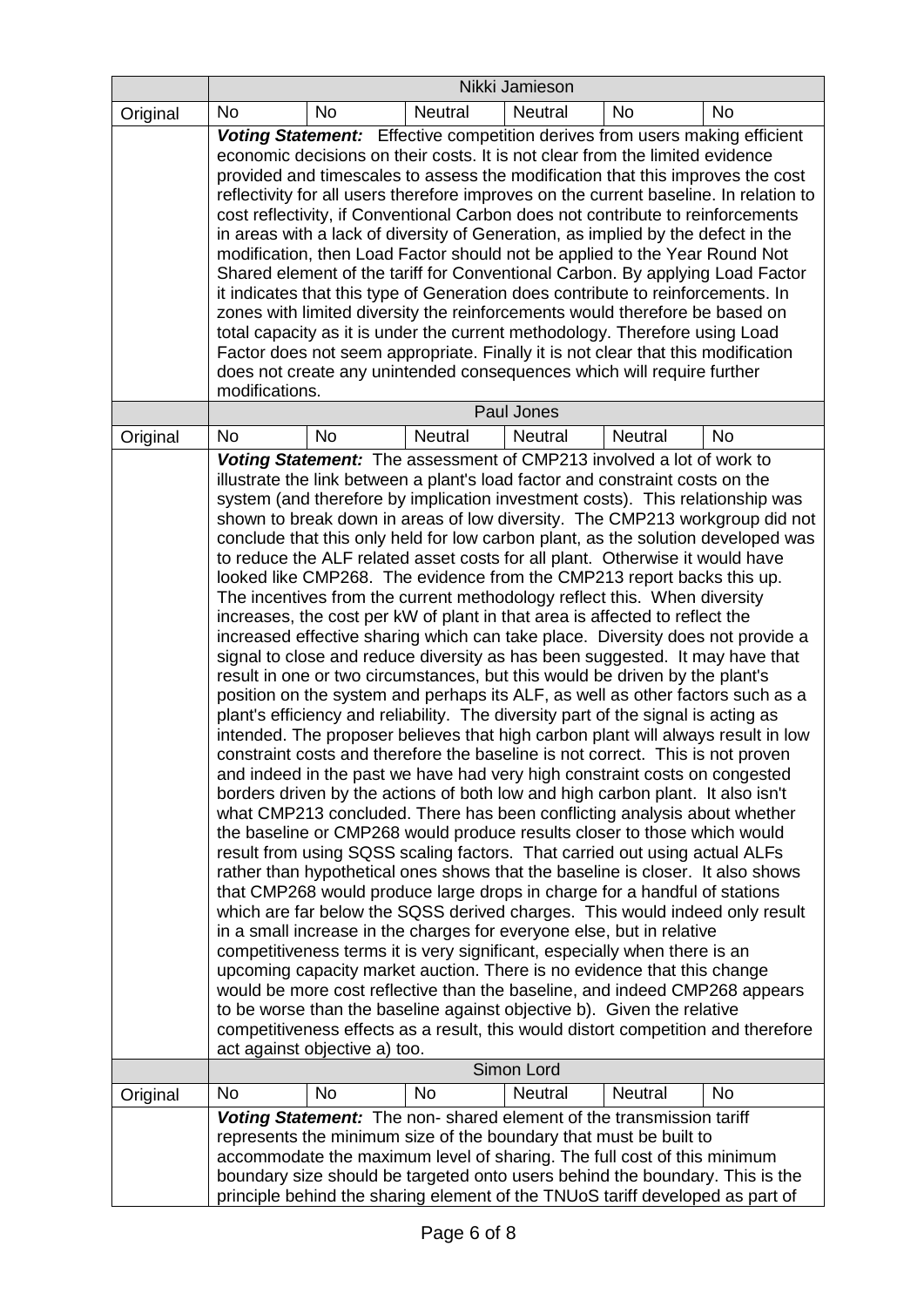| | Nikki Jamieson | | | | | |
|---|---|---|---|---|---|---|
| Original | No | No | Neutral | Neutral | No | No |
| | ***Voting Statement:*** Effective competition derives from users making efficient economic decisions on their costs. It is not clear from the limited evidence provided and timescales to assess the modification that this improves the cost reflectivity for all users therefore improves on the current baseline. In relation to cost reflectivity, if Conventional Carbon does not contribute to reinforcements in areas with a lack of diversity of Generation, as implied by the defect in the modification, then Load Factor should not be applied to the Year Round Not Shared element of the tariff for Conventional Carbon. By applying Load Factor it indicates that this type of Generation does contribute to reinforcements. In zones with limited diversity the reinforcements would therefore be based on total capacity as it is under the current methodology. Therefore using Load Factor does not seem appropriate. Finally it is not clear that this modification does not create any unintended consequences which will require further modifications. | | | | | |
| | Paul Jones | | | | | |
| Original | No | No | Neutral | Neutral | Neutral | No |
| | ***Voting Statement:*** The assessment of CMP213 involved a lot of work to illustrate the link between a plant's load factor and constraint costs on the system (and therefore by implication investment costs). This relationship was shown to break down in areas of low diversity. The CMP213 workgroup did not conclude that this only held for low carbon plant, as the solution developed was to reduce the ALF related asset costs for all plant. Otherwise it would have looked like CMP268. The evidence from the CMP213 report backs this up. The incentives from the current methodology reflect this. When diversity increases, the cost per kW of plant in that area is affected to reflect the increased effective sharing which can take place. Diversity does not provide a signal to close and reduce diversity as has been suggested. It may have that result in one or two circumstances, but this would be driven by the plant's position on the system and perhaps its ALF, as well as other factors such as a plant's efficiency and reliability. The diversity part of the signal is acting as intended. The proposer believes that high carbon plant will always result in low constraint costs and therefore the baseline is not correct. This is not proven and indeed in the past we have had very high constraint costs on congested borders driven by the actions of both low and high carbon plant. It also isn't what CMP213 concluded. There has been conflicting analysis about whether the baseline or CMP268 would produce results closer to those which would result from using SQSS scaling factors. That carried out using actual ALFs rather than hypothetical ones shows that the baseline is closer. It also shows that CMP268 would produce large drops in charge for a handful of stations which are far below the SQSS derived charges. This would indeed only result in a small increase in the charges for everyone else, but in relative competitiveness terms it is very significant, especially when there is an upcoming capacity market auction. There is no evidence that this change would be more cost reflective than the baseline, and indeed CMP268 appears to be worse than the baseline against objective b). Given the relative competitiveness effects as a result, this would distort competition and therefore act against objective a) too. | | | | | |
| | Simon Lord | | | | | |
| Original | No | No | No | Neutral | Neutral | No |
| | ***Voting Statement:*** The non- shared element of the transmission tariff represents the minimum size of the boundary that must be built to accommodate the maximum level of sharing. The full cost of this minimum boundary size should be targeted onto users behind the boundary. This is the principle behind the sharing element of the TNUoS tariff developed as part of | | | | | |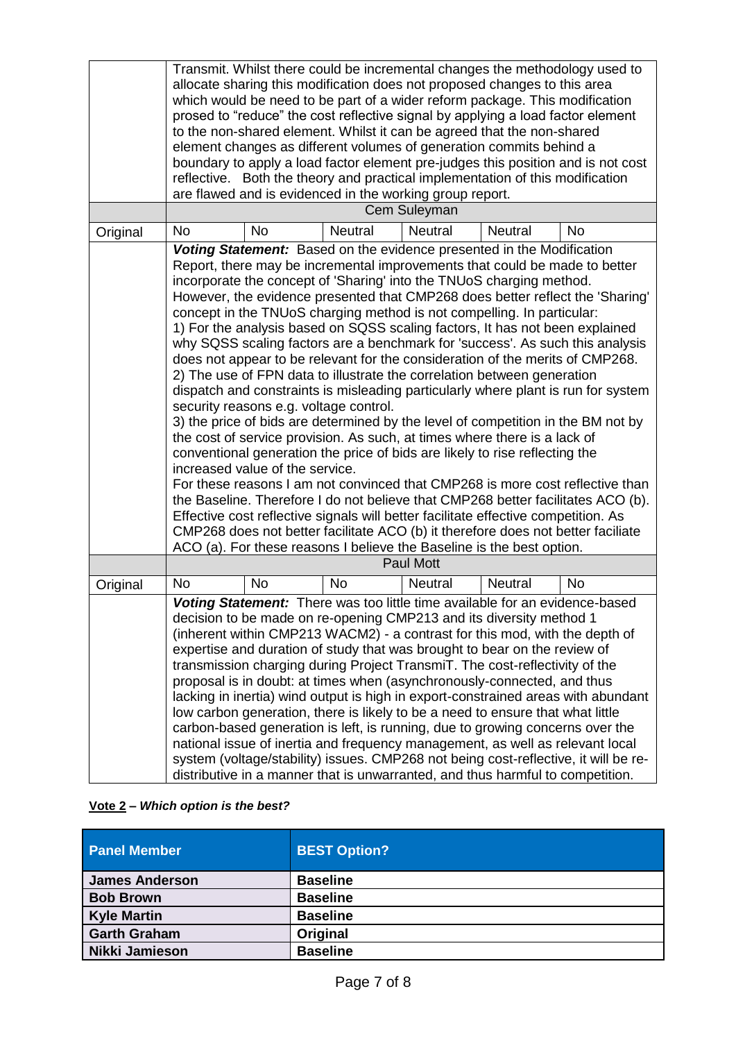| | | | | | | |
|---|---|---|---|---|---|---|
| | Transmit. Whilst there could be incremental changes the methodology used to allocate sharing this modification does not proposed changes to this area which would be need to be part of a wider reform package. This modification prosed to "reduce" the cost reflective signal by applying a load factor element to the non-shared element. Whilst it can be agreed that the non-shared element changes as different volumes of generation commits behind a boundary to apply a load factor element pre-judges this position and is not cost reflective. Both the theory and practical implementation of this modification are flawed and is evidenced in the working group report. | | | | | |
| | Cem Suleyman | | | | | |
| Original | No | No | Neutral | Neutral | Neutral | No |
| | ***Voting Statement:*** Based on the evidence presented in the Modification Report, there may be incremental improvements that could be made to better incorporate the concept of 'Sharing' into the TNUoS charging method. However, the evidence presented that CMP268 does better reflect the 'Sharing' concept in the TNUoS charging method is not compelling. In particular:<br>1) For the analysis based on SQSS scaling factors, It has not been explained why SQSS scaling factors are a benchmark for 'success'. As such this analysis does not appear to be relevant for the consideration of the merits of CMP268.<br>2) The use of FPN data to illustrate the correlation between generation dispatch and constraints is misleading particularly where plant is run for system security reasons e.g. voltage control.<br>3) the price of bids are determined by the level of competition in the BM not by the cost of service provision. As such, at times where there is a lack of conventional generation the price of bids are likely to rise reflecting the increased value of the service.<br>For these reasons I am not convinced that CMP268 is more cost reflective than the Baseline. Therefore I do not believe that CMP268 better facilitates ACO (b). Effective cost reflective signals will better facilitate effective competition. As CMP268 does not better facilitate ACO (b) it therefore does not better faciliate ACO (a). For these reasons I believe the Baseline is the best option. | | | | | |
| | Paul Mott | | | | | |
| Original | No | No | No | Neutral | Neutral | No |
| | ***Voting Statement:*** There was too little time available for an evidence-based decision to be made on re-opening CMP213 and its diversity method 1 (inherent within CMP213 WACM2) - a contrast for this mod, with the depth of expertise and duration of study that was brought to bear on the review of transmission charging during Project TransmiT. The cost-reflectivity of the proposal is in doubt: at times when (asynchronously-connected, and thus lacking in inertia) wind output is high in export-constrained areas with abundant low carbon generation, there is likely to be a need to ensure that what little carbon-based generation is left, is running, due to growing concerns over the national issue of inertia and frequency management, as well as relevant local system (voltage/stability) issues. CMP268 not being cost-reflective, it will be re-distributive in a manner that is unwarranted, and thus harmful to competition. | | | | | |

**Vote 2** – ***Which option is the best?***

| Panel Member | BEST Option? |
|---|---|
| **James Anderson** | **Baseline** |
| **Bob Brown** | **Baseline** |
| **Kyle Martin** | **Baseline** |
| **Garth Graham** | **Original** |
| **Nikki Jamieson** | **Baseline** |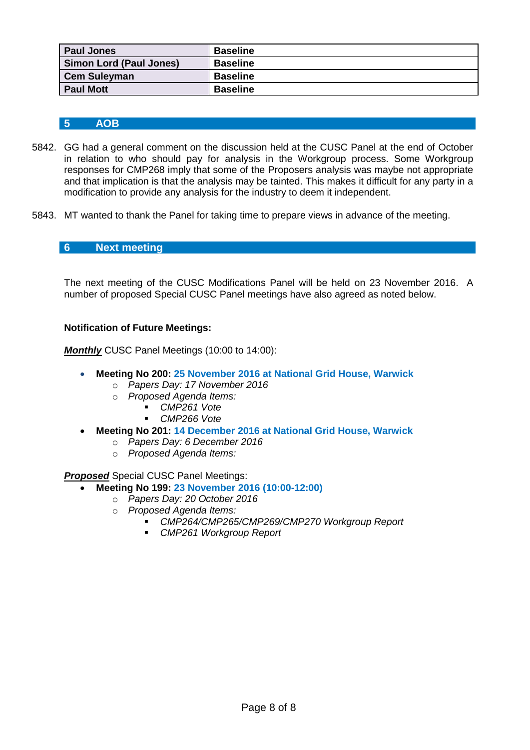| | |
|---|---|
| **Paul Jones** | **Baseline** |
| **Simon Lord (Paul Jones)** | **Baseline** |
| **Cem Suleyman** | **Baseline** |
| **Paul Mott** | **Baseline** |

## 5 AOB

5842. GG had a general comment on the discussion held at the CUSC Panel at the end of October in relation to who should pay for analysis in the Workgroup process. Some Workgroup responses for CMP268 imply that some of the Proposers analysis was maybe not appropriate and that implication is that the analysis may be tainted. This makes it difficult for any party in a modification to provide any analysis for the industry to deem it independent.

5843. MT wanted to thank the Panel for taking time to prepare views in advance of the meeting.

## 6 Next meeting

The next meeting of the CUSC Modifications Panel will be held on 23 November 2016. A number of proposed Special CUSC Panel meetings have also agreed as noted below.

**Notification of Future Meetings:**

***Monthly*** CUSC Panel Meetings (10:00 to 14:00):

- **Meeting No 200: 25 November 2016 at National Grid House, Warwick**
  - *Papers Day: 17 November 2016*
  - *Proposed Agenda Items:*
    - *CMP261 Vote*
    - *CMP266 Vote*
- **Meeting No 201: 14 December 2016 at National Grid House, Warwick**
  - *Papers Day: 6 December 2016*
  - *Proposed Agenda Items:*

***Proposed*** Special CUSC Panel Meetings:

- **Meeting No 199: 23 November 2016 (10:00-12:00)**
  - *Papers Day: 20 October 2016*
  - *Proposed Agenda Items:*
    - *CMP264/CMP265/CMP269/CMP270 Workgroup Report*
    - *CMP261 Workgroup Report*